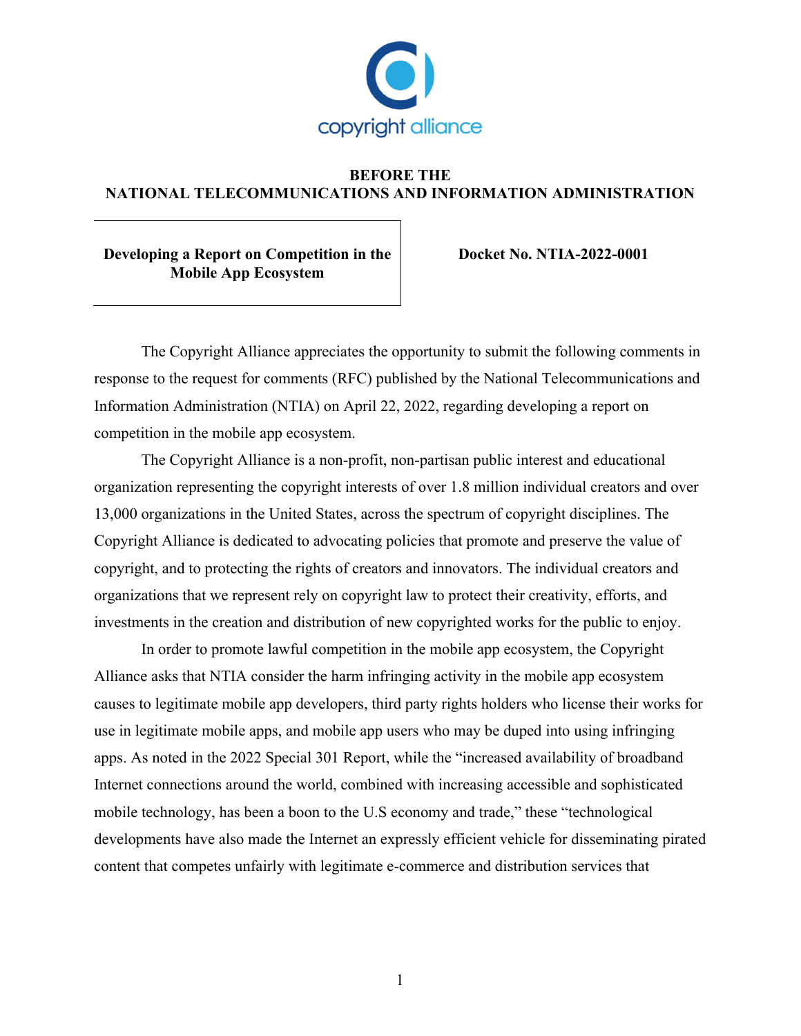copyright alliance

**BEFORE THE**
**NATIONAL TELECOMMUNICATIONS AND INFORMATION ADMINISTRATION**

| **Developing a Report on Competition in the Mobile App Ecosystem** | **Docket No. NTIA-2022-0001** |
|---|---|

The Copyright Alliance appreciates the opportunity to submit the following comments in response to the request for comments (RFC) published by the National Telecommunications and Information Administration (NTIA) on April 22, 2022, regarding developing a report on competition in the mobile app ecosystem.

The Copyright Alliance is a non-profit, non-partisan public interest and educational organization representing the copyright interests of over 1.8 million individual creators and over 13,000 organizations in the United States, across the spectrum of copyright disciplines. The Copyright Alliance is dedicated to advocating policies that promote and preserve the value of copyright, and to protecting the rights of creators and innovators. The individual creators and organizations that we represent rely on copyright law to protect their creativity, efforts, and investments in the creation and distribution of new copyrighted works for the public to enjoy.

In order to promote lawful competition in the mobile app ecosystem, the Copyright Alliance asks that NTIA consider the harm infringing activity in the mobile app ecosystem causes to legitimate mobile app developers, third party rights holders who license their works for use in legitimate mobile apps, and mobile app users who may be duped into using infringing apps. As noted in the 2022 Special 301 Report, while the "increased availability of broadband Internet connections around the world, combined with increasing accessible and sophisticated mobile technology, has been a boon to the U.S economy and trade," these "technological developments have also made the Internet an expressly efficient vehicle for disseminating pirated content that competes unfairly with legitimate e-commerce and distribution services that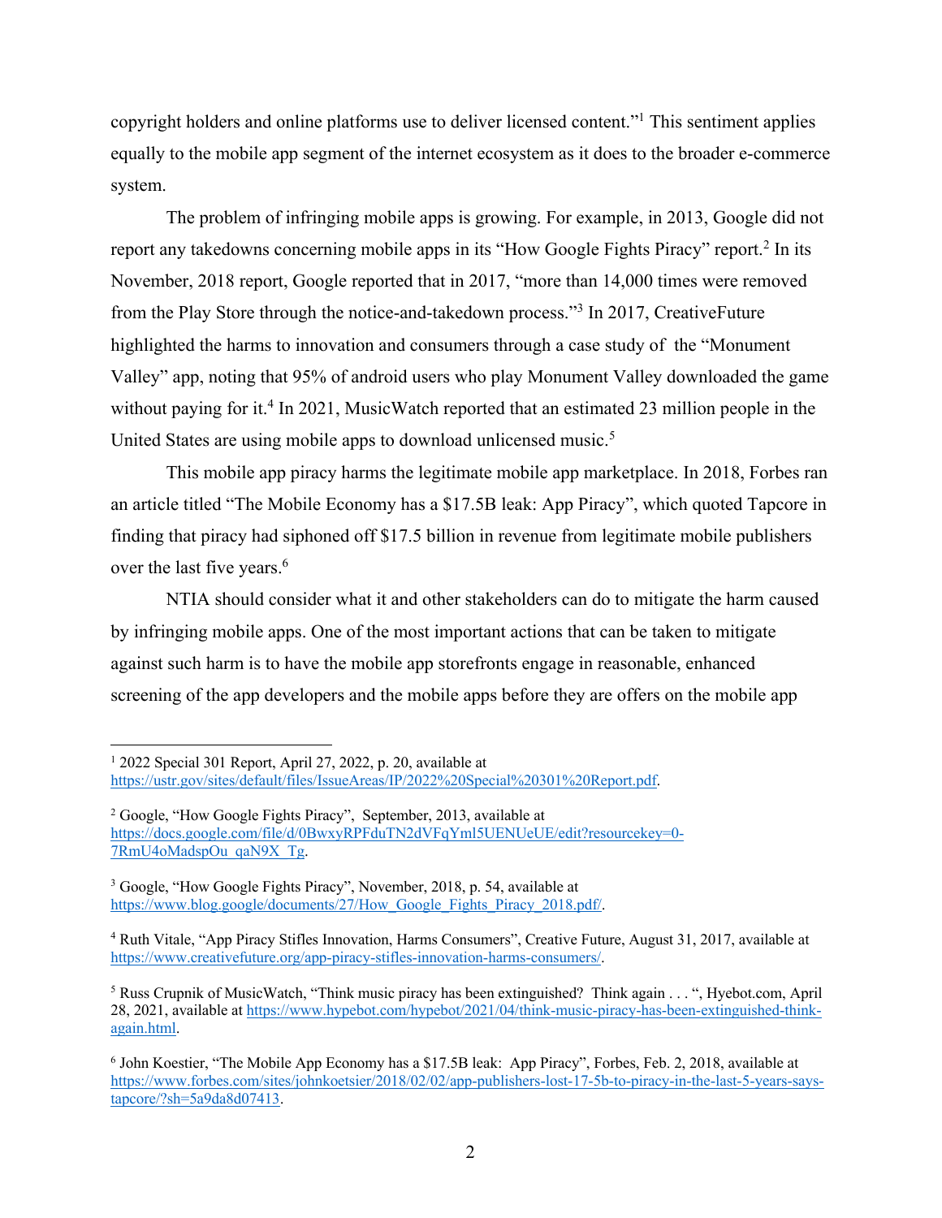copyright holders and online platforms use to deliver licensed content."[1] This sentiment applies equally to the mobile app segment of the internet ecosystem as it does to the broader e-commerce system.

The problem of infringing mobile apps is growing. For example, in 2013, Google did not report any takedowns concerning mobile apps in its "How Google Fights Piracy" report.[2] In its November, 2018 report, Google reported that in 2017, "more than 14,000 times were removed from the Play Store through the notice-and-takedown process."[3] In 2017, CreativeFuture highlighted the harms to innovation and consumers through a case study of the "Monument Valley" app, noting that 95% of android users who play Monument Valley downloaded the game without paying for it.[4] In 2021, MusicWatch reported that an estimated 23 million people in the United States are using mobile apps to download unlicensed music.[5]

This mobile app piracy harms the legitimate mobile app marketplace. In 2018, Forbes ran an article titled "The Mobile Economy has a $17.5B leak: App Piracy", which quoted Tapcore in finding that piracy had siphoned off $17.5 billion in revenue from legitimate mobile publishers over the last five years.[6]

NTIA should consider what it and other stakeholders can do to mitigate the harm caused by infringing mobile apps. One of the most important actions that can be taken to mitigate against such harm is to have the mobile app storefronts engage in reasonable, enhanced screening of the app developers and the mobile apps before they are offers on the mobile app

---

[1] 2022 Special 301 Report, April 27, 2022, p. 20, available at https://ustr.gov/sites/default/files/IssueAreas/IP/2022%20Special%20301%20Report.pdf.

[2] Google, "How Google Fights Piracy", September, 2013, available at https://docs.google.com/file/d/0BwxyRPFduTN2dVFqYml5UENUeUE/edit?resourcekey=0-7RmU4oMadspOu_qaN9X_Tg.

[3] Google, "How Google Fights Piracy", November, 2018, p. 54, available at https://www.blog.google/documents/27/How_Google_Fights_Piracy_2018.pdf/.

[4] Ruth Vitale, "App Piracy Stifles Innovation, Harms Consumers", Creative Future, August 31, 2017, available at https://www.creativefuture.org/app-piracy-stifles-innovation-harms-consumers/.

[5] Russ Crupnik of MusicWatch, "Think music piracy has been extinguished? Think again . . . ", Hyebot.com, April 28, 2021, available at https://www.hypebot.com/hypebot/2021/04/think-music-piracy-has-been-extinguished-think-again.html.

[6] John Koestier, "The Mobile App Economy has a $17.5B leak: App Piracy", Forbes, Feb. 2, 2018, available at https://www.forbes.com/sites/johnkoetsier/2018/02/02/app-publishers-lost-17-5b-to-piracy-in-the-last-5-years-says-tapcore/?sh=5a9da8d07413.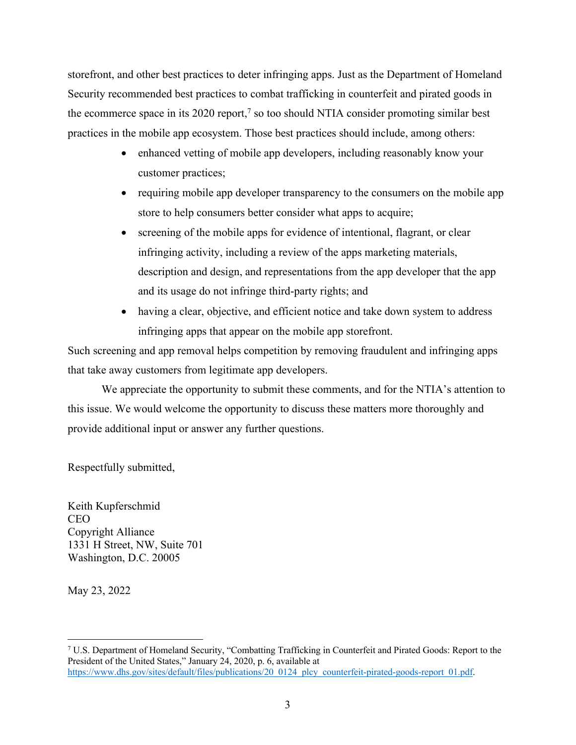storefront, and other best practices to deter infringing apps. Just as the Department of Homeland Security recommended best practices to combat trafficking in counterfeit and pirated goods in the ecommerce space in its 2020 report,[7] so too should NTIA consider promoting similar best practices in the mobile app ecosystem. Those best practices should include, among others:

- enhanced vetting of mobile app developers, including reasonably know your customer practices;
- requiring mobile app developer transparency to the consumers on the mobile app store to help consumers better consider what apps to acquire;
- screening of the mobile apps for evidence of intentional, flagrant, or clear infringing activity, including a review of the apps marketing materials, description and design, and representations from the app developer that the app and its usage do not infringe third-party rights; and
- having a clear, objective, and efficient notice and take down system to address infringing apps that appear on the mobile app storefront.

Such screening and app removal helps competition by removing fraudulent and infringing apps that take away customers from legitimate app developers.

We appreciate the opportunity to submit these comments, and for the NTIA's attention to this issue. We would welcome the opportunity to discuss these matters more thoroughly and provide additional input or answer any further questions.

Respectfully submitted,

Keith Kupferschmid
CEO
Copyright Alliance
1331 H Street, NW, Suite 701
Washington, D.C. 20005

May 23, 2022

[7] U.S. Department of Homeland Security, "Combatting Trafficking in Counterfeit and Pirated Goods: Report to the President of the United States," January 24, 2020, p. 6, available at https://www.dhs.gov/sites/default/files/publications/20_0124_plcy_counterfeit-pirated-goods-report_01.pdf.